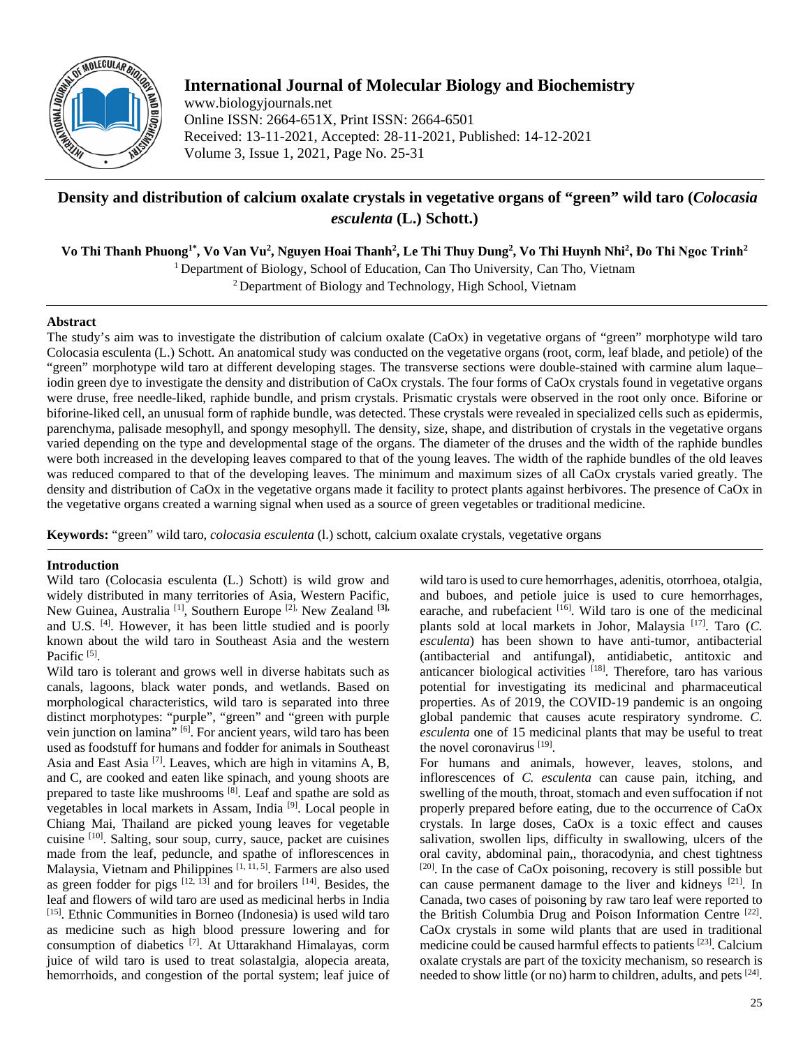# Density and distribution of calcium oxalate crystals in vegetative organs of "green" wild taro (*Colocasia esculenta* (L.) Schott.)

**Vo Thi Thanh Phuong[1*], Vo Van Vu[2], Nguyen Hoai Thanh[2], Le Thi Thuy Dung[2], Vo Thi Huynh Nhi[2], Đo Thi Ngoc Trinh[2]**

[1] Department of Biology, School of Education, Can Tho University, Can Tho, Vietnam

[2] Department of Biology and Technology, High School, Vietnam

## Abstract

The study's aim was to investigate the distribution of calcium oxalate (CaOx) in vegetative organs of "green" morphotype wild taro Colocasia esculenta (L.) Schott. An anatomical study was conducted on the vegetative organs (root, corm, leaf blade, and petiole) of the "green" morphotype wild taro at different developing stages. The transverse sections were double-stained with carmine alum laque–iodin green dye to investigate the density and distribution of CaOx crystals. The four forms of CaOx crystals found in vegetative organs were druse, free needle-liked, raphide bundle, and prism crystals. Prismatic crystals were observed in the root only once. Biforine or biforine-liked cell, an unusual form of raphide bundle, was detected. These crystals were revealed in specialized cells such as epidermis, parenchyma, palisade mesophyll, and spongy mesophyll. The density, size, shape, and distribution of crystals in the vegetative organs varied depending on the type and developmental stage of the organs. The diameter of the druses and the width of the raphide bundles were both increased in the developing leaves compared to that of the young leaves. The width of the raphide bundles of the old leaves was reduced compared to that of the developing leaves. The minimum and maximum sizes of all CaOx crystals varied greatly. The density and distribution of CaOx in the vegetative organs made it facility to protect plants against herbivores. The presence of CaOx in the vegetative organs created a warning signal when used as a source of green vegetables or traditional medicine.

**Keywords:** "green" wild taro, *colocasia esculenta* (l.) schott, calcium oxalate crystals, vegetative organs

## Introduction

Wild taro (Colocasia esculenta (L.) Schott) is wild grow and widely distributed in many territories of Asia, Western Pacific, New Guinea, Australia [1], Southern Europe [2], New Zealand [3], and U.S. [4]. However, it has been little studied and is poorly known about the wild taro in Southeast Asia and the western Pacific [5].

Wild taro is tolerant and grows well in diverse habitats such as canals, lagoons, black water ponds, and wetlands. Based on morphological characteristics, wild taro is separated into three distinct morphotypes: "purple", "green" and "green with purple vein junction on lamina" [6]. For ancient years, wild taro has been used as foodstuff for humans and fodder for animals in Southeast Asia and East Asia [7]. Leaves, which are high in vitamins A, B, and C, are cooked and eaten like spinach, and young shoots are prepared to taste like mushrooms [8]. Leaf and spathe are sold as vegetables in local markets in Assam, India [9]. Local people in Chiang Mai, Thailand are picked young leaves for vegetable cuisine [10]. Salting, sour soup, curry, sauce, packet are cuisines made from the leaf, peduncle, and spathe of inflorescences in Malaysia, Vietnam and Philippines [1, 11, 5]. Farmers are also used as green fodder for pigs [12, 13] and for broilers [14]. Besides, the leaf and flowers of wild taro are used as medicinal herbs in India [15]. Ethnic Communities in Borneo (Indonesia) is used wild taro as medicine such as high blood pressure lowering and for consumption of diabetics [7]. At Uttarakhand Himalayas, corm juice of wild taro is used to treat solastalgia, alopecia areata, hemorrhoids, and congestion of the portal system; leaf juice of wild taro is used to cure hemorrhages, adenitis, otorrhoea, otalgia, and buboes, and petiole juice is used to cure hemorrhages, earache, and rubefacient [16]. Wild taro is one of the medicinal plants sold at local markets in Johor, Malaysia [17]. Taro (*C. esculenta*) has been shown to have anti-tumor, antibacterial (antibacterial and antifungal), antidiabetic, antitoxic and anticancer biological activities [18]. Therefore, taro has various potential for investigating its medicinal and pharmaceutical properties. As of 2019, the COVID-19 pandemic is an ongoing global pandemic that causes acute respiratory syndrome. *C. esculenta* one of 15 medicinal plants that may be useful to treat the novel coronavirus [19].

For humans and animals, however, leaves, stolons, and inflorescences of *C. esculenta* can cause pain, itching, and swelling of the mouth, throat, stomach and even suffocation if not properly prepared before eating, due to the occurrence of CaOx crystals. In large doses, CaOx is a toxic effect and causes salivation, swollen lips, difficulty in swallowing, ulcers of the oral cavity, abdominal pain,, thoracodynia, and chest tightness [20]. In the case of CaOx poisoning, recovery is still possible but can cause permanent damage to the liver and kidneys [21]. In Canada, two cases of poisoning by raw taro leaf were reported to the British Columbia Drug and Poison Information Centre [22]. CaOx crystals in some wild plants that are used in traditional medicine could be caused harmful effects to patients [23]. Calcium oxalate crystals are part of the toxicity mechanism, so research is needed to show little (or no) harm to children, adults, and pets [24].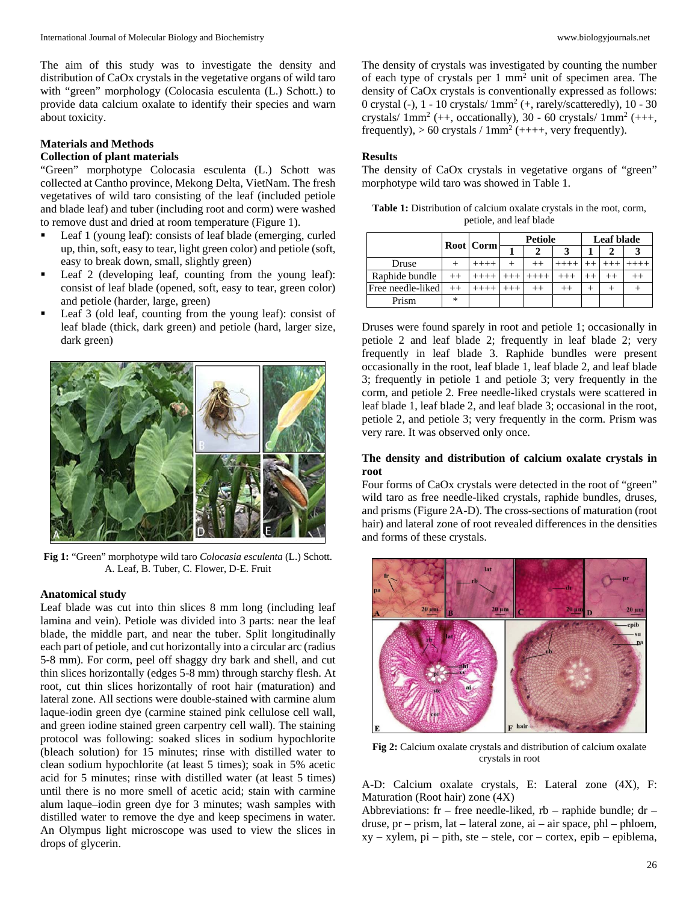The aim of this study was to investigate the density and distribution of CaOx crystals in the vegetative organs of wild taro with "green" morphology (Colocasia esculenta (L.) Schott.) to provide data calcium oxalate to identify their species and warn about toxicity.

## Materials and Methods

### Collection of plant materials

"Green" morphotype Colocasia esculenta (L.) Schott was collected at Cantho province, Mekong Delta, VietNam. The fresh vegetatives of wild taro consisting of the leaf (included petiole and blade leaf) and tuber (including root and corm) were washed to remove dust and dried at room temperature (Figure 1).

- Leaf 1 (young leaf): consists of leaf blade (emerging, curled up, thin, soft, easy to tear, light green color) and petiole (soft, easy to break down, small, slightly green)
- Leaf 2 (developing leaf, counting from the young leaf): consist of leaf blade (opened, soft, easy to tear, green color) and petiole (harder, large, green)
- Leaf 3 (old leaf, counting from the young leaf): consist of leaf blade (thick, dark green) and petiole (hard, larger size, dark green)

**Fig 1:** "Green" morphotype wild taro *Colocasia esculenta* (L.) Schott. A. Leaf, B. Tuber, C. Flower, D-E. Fruit

### Anatomical study

Leaf blade was cut into thin slices 8 mm long (including leaf lamina and vein). Petiole was divided into 3 parts: near the leaf blade, the middle part, and near the tuber. Split longitudinally each part of petiole, and cut horizontally into a circular arc (radius 5-8 mm). For corm, peel off shaggy dry bark and shell, and cut thin slices horizontally (edges 5-8 mm) through starchy flesh. At root, cut thin slices horizontally of root hair (maturation) and lateral zone. All sections were double-stained with carmine alum laque-iodin green dye (carmine stained pink cellulose cell wall, and green iodine stained green carpentry cell wall). The staining protocol was following: soaked slices in sodium hypochlorite (bleach solution) for 15 minutes; rinse with distilled water to clean sodium hypochlorite (at least 5 times); soak in 5% acetic acid for 5 minutes; rinse with distilled water (at least 5 times) until there is no more smell of acetic acid; stain with carmine alum laque–iodin green dye for 3 minutes; wash samples with distilled water to remove the dye and keep specimens in water. An Olympus light microscope was used to view the slices in drops of glycerin.

The density of crystals was investigated by counting the number of each type of crystals per 1 $mm^2$ unit of specimen area. The density of CaOx crystals is conventionally expressed as follows: 0 crystal (-), 1 - 10 crystals/ 1$mm^2$ (+, rarely/scatteredly), 10 - 30 crystals/ 1$mm^2$ (++, occationally), 30 - 60 crystals/ 1$mm^2$ (+++, frequently), > 60 crystals / 1$mm^2$ (++++, very frequently).

## Results

The density of CaOx crystals in vegetative organs of "green" morphotype wild taro was showed in Table 1.

**Table 1:** Distribution of calcium oxalate crystals in the root, corm, petiole, and leaf blade

| | Root | Corm | Petiole | | | Leaf blade | | |
|---|---|---|---|---|---|---|---|---|
| | | | 1 | 2 | 3 | 1 | 2 | 3 |
| Druse | + | ++++ | + | ++ | ++++ | ++ | +++ | ++++ |
| Raphide bundle | ++ | ++++ | +++ | ++++ | +++ | ++ | ++ | ++ |
| Free needle-liked | ++ | ++++ | +++ | ++ | ++ | + | + | + |
| Prism | * | | | | | | | |

Druses were found sparely in root and petiole 1; occasionally in petiole 2 and leaf blade 2; frequently in leaf blade 2; very frequently in leaf blade 3. Raphide bundles were present occasionally in the root, leaf blade 1, leaf blade 2, and leaf blade 3; frequently in petiole 1 and petiole 3; very frequently in the corm, and petiole 2. Free needle-liked crystals were scattered in leaf blade 1, leaf blade 2, and leaf blade 3; occasional in the root, petiole 2, and petiole 3; very frequently in the corm. Prism was very rare. It was observed only once.

### The density and distribution of calcium oxalate crystals in root

Four forms of CaOx crystals were detected in the root of "green" wild taro as free needle-liked crystals, raphide bundles, druses, and prisms (Figure 2A-D). The cross-sections of maturation (root hair) and lateral zone of root revealed differences in the densities and forms of these crystals.

**Fig 2:** Calcium oxalate crystals and distribution of calcium oxalate crystals in root

A-D: Calcium oxalate crystals, E: Lateral zone (4X), F: Maturation (Root hair) zone (4X)

Abbreviations: fr – free needle-liked, rb – raphide bundle; dr – druse, pr – prism, lat – lateral zone, ai – air space, phl – phloem, xy – xylem, pi – pith, ste – stele, cor – cortex, epib – epiblema,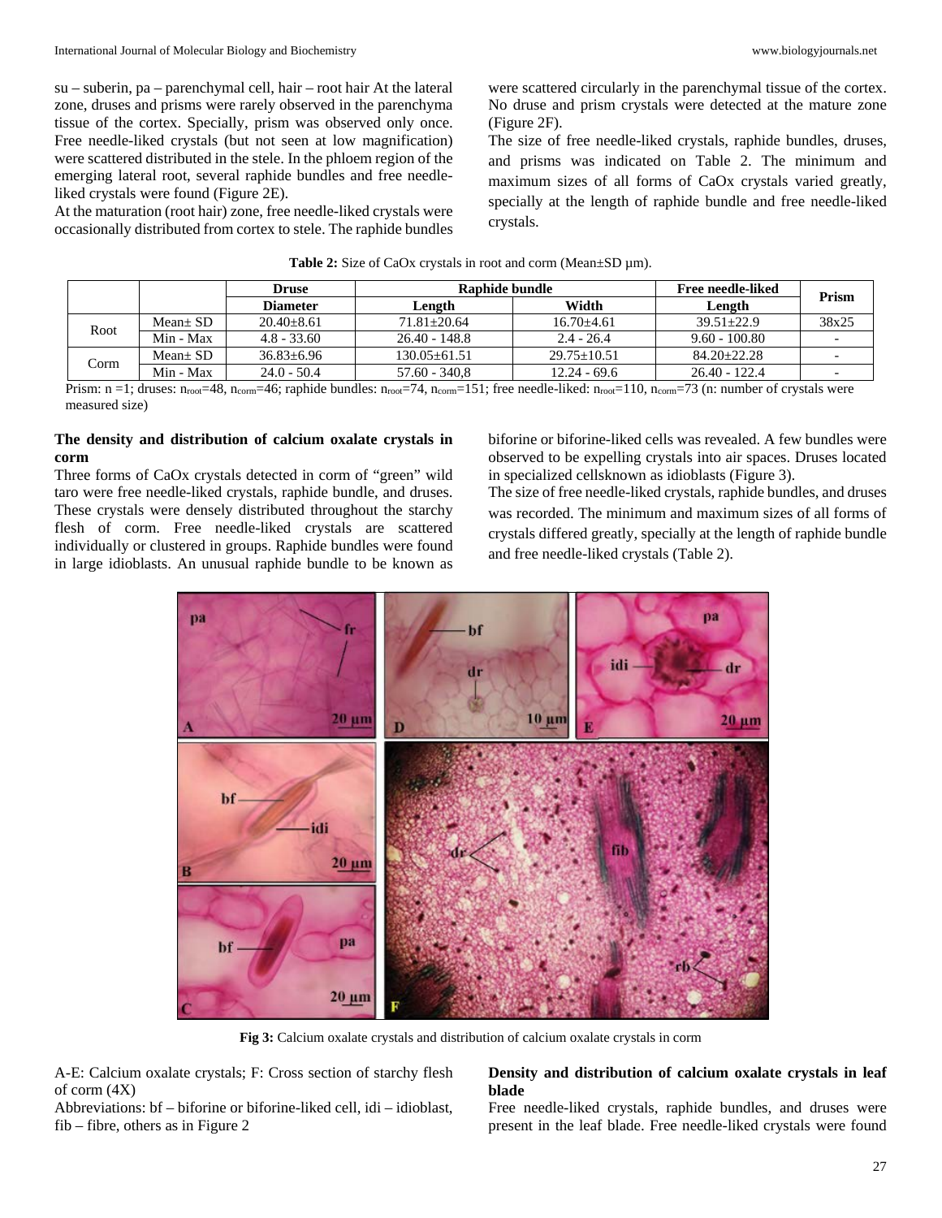su – suberin, pa – parenchymal cell, hair – root hair At the lateral zone, druses and prisms were rarely observed in the parenchyma tissue of the cortex. Specially, prism was observed only once. Free needle-liked crystals (but not seen at low magnification) were scattered distributed in the stele. In the phloem region of the emerging lateral root, several raphide bundles and free needle-liked crystals were found (Figure 2E).

At the maturation (root hair) zone, free needle-liked crystals were occasionally distributed from cortex to stele. The raphide bundles were scattered circularly in the parenchymal tissue of the cortex. No druse and prism crystals were detected at the mature zone (Figure 2F).

The size of free needle-liked crystals, raphide bundles, druses, and prisms was indicated on Table 2. The minimum and maximum sizes of all forms of CaOx crystals varied greatly, specially at the length of raphide bundle and free needle-liked crystals.

**Table 2:** Size of CaOx crystals in root and corm (Mean±SD µm).

| | | Druse | Raphide bundle | | Free needle-liked | Prism |
|---|---|---|---|---|---|---|
| | | Diameter | Length | Width | Length | |
| Root | Mean± SD | 20.40±8.61 | 71.81±20.64 | 16.70±4.61 | 39.51±22.9 | 38x25 |
| | Min - Max | 4.8 - 33.60 | 26.40 - 148.8 | 2.4 - 26.4 | 9.60 - 100.80 | - |
| Corm | Mean± SD | 36.83±6.96 | 130.05±61.51 | 29.75±10.51 | 84.20±22.28 | - |
| | Min - Max | 24.0 - 50.4 | 57.60 - 340,8 | 12.24 - 69.6 | 26.40 - 122.4 | - |

Prism: n =1; druses: $n_{root}$=48, $n_{corm}$=46; raphide bundles: $n_{root}$=74, $n_{corm}$=151; free needle-liked: $n_{root}$=110, $n_{corm}$=73 (n: number of crystals were measured size)

**The density and distribution of calcium oxalate crystals in corm**

Three forms of CaOx crystals detected in corm of "green" wild taro were free needle-liked crystals, raphide bundle, and druses. These crystals were densely distributed throughout the starchy flesh of corm. Free needle-liked crystals are scattered individually or clustered in groups. Raphide bundles were found in large idioblasts. An unusual raphide bundle to be known as biforine or biforine-liked cells was revealed. A few bundles were observed to be expelling crystals into air spaces. Druses located in specialized cellsknown as idioblasts (Figure 3).

The size of free needle-liked crystals, raphide bundles, and druses was recorded. The minimum and maximum sizes of all forms of crystals differed greatly, specially at the length of raphide bundle and free needle-liked crystals (Table 2).

**Fig 3:** Calcium oxalate crystals and distribution of calcium oxalate crystals in corm

A-E: Calcium oxalate crystals; F: Cross section of starchy flesh of corm (4X)

Abbreviations: bf – biforine or biforine-liked cell, idi – idioblast, fib – fibre, others as in Figure 2

**Density and distribution of calcium oxalate crystals in leaf blade**

Free needle-liked crystals, raphide bundles, and druses were present in the leaf blade. Free needle-liked crystals were found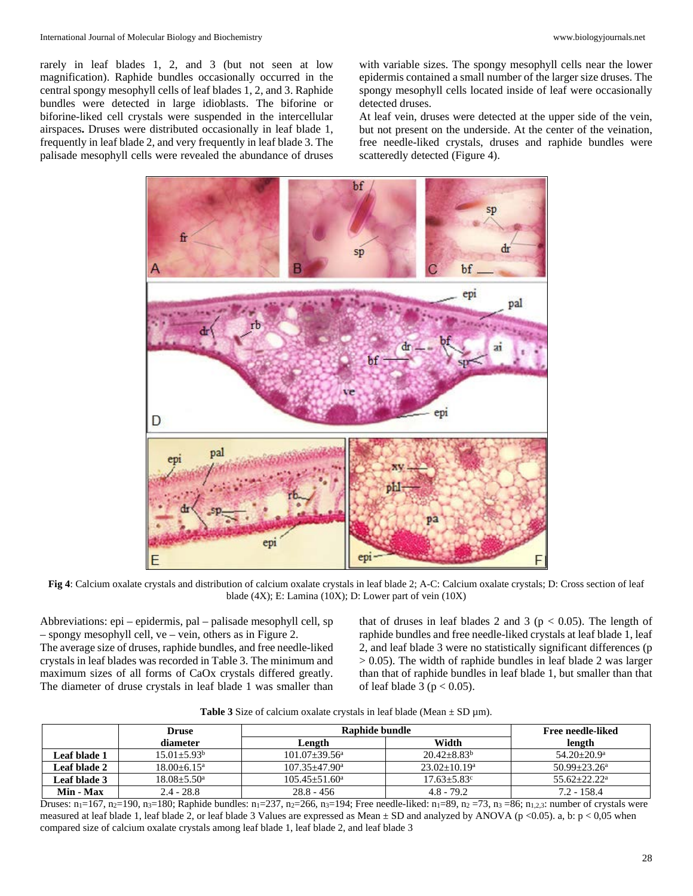rarely in leaf blades 1, 2, and 3 (but not seen at low magnification). Raphide bundles occasionally occurred in the central spongy mesophyll cells of leaf blades 1, 2, and 3. Raphide bundles were detected in large idioblasts. The biforine or biforine-liked cell crystals were suspended in the intercellular airspaces**.** Druses were distributed occasionally in leaf blade 1, frequently in leaf blade 2, and very frequently in leaf blade 3. The palisade mesophyll cells were revealed the abundance of druses with variable sizes. The spongy mesophyll cells near the lower epidermis contained a small number of the larger size druses. The spongy mesophyll cells located inside of leaf were occasionally detected druses.

At leaf vein, druses were detected at the upper side of the vein, but not present on the underside. At the center of the veination, free needle-liked crystals, druses and raphide bundles were scatteredly detected (Figure 4).

**Fig 4**: Calcium oxalate crystals and distribution of calcium oxalate crystals in leaf blade 2; A-C: Calcium oxalate crystals; D: Cross section of leaf blade (4X); E: Lamina (10X); D: Lower part of vein (10X)

Abbreviations: epi – epidermis, pal – palisade mesophyll cell, sp – spongy mesophyll cell, ve – vein, others as in Figure 2.

The average size of druses, raphide bundles, and free needle-liked crystals in leaf blades was recorded in Table 3. The minimum and maximum sizes of all forms of CaOx crystals differed greatly. The diameter of druse crystals in leaf blade 1 was smaller than that of druses in leaf blades 2 and 3 ($p < 0.05$). The length of raphide bundles and free needle-liked crystals at leaf blade 1, leaf 2, and leaf blade 3 were no statistically significant differences ($p > 0.05$). The width of raphide bundles in leaf blade 2 was larger than that of raphide bundles in leaf blade 1, but smaller than that of leaf blade 3 ($p < 0.05$).

**Table 3** Size of calcium oxalate crystals in leaf blade (Mean ± SD µm).

| | Druse diameter | Raphide bundle | | Free needle-liked length |
|---|---|---|---|---|
| | | Length | Width | |
| **Leaf blade 1** | $15.01 \pm 5.93^{b}$ | $101.07 \pm 39.56^{a}$ | $20.42 \pm 8.83^{b}$ | $54.20 \pm 20.9^{a}$ |
| **Leaf blade 2** | $18.00 \pm 6.15^{a}$ | $107.35 \pm 47.90^{a}$ | $23.02 \pm 10.19^{a}$ | $50.99 \pm 23.26^{a}$ |
| **Leaf blade 3** | $18.08 \pm 5.50^{a}$ | $105.45 \pm 51.60^{a}$ | $17.63 \pm 5.83^{c}$ | $55.62 \pm 22.22^{a}$ |
| **Min - Max** | 2.4 - 28.8 | 28.8 - 456 | 4.8 - 79.2 | 7.2 - 158.4 |

Druses: $n_1$=167, $n_2$=190, $n_3$=180; Raphide bundles: $n_1$=237, $n_2$=266, $n_3$=194; Free needle-liked: $n_1$=89, $n_2$ =73, $n_3$ =86; $n_{1,2,3}$: number of crystals were measured at leaf blade 1, leaf blade 2, or leaf blade 3 Values are expressed as Mean ± SD and analyzed by ANOVA ($p$ <0.05). a, b: $p$ < 0,05 when compared size of calcium oxalate crystals among leaf blade 1, leaf blade 2, and leaf blade 3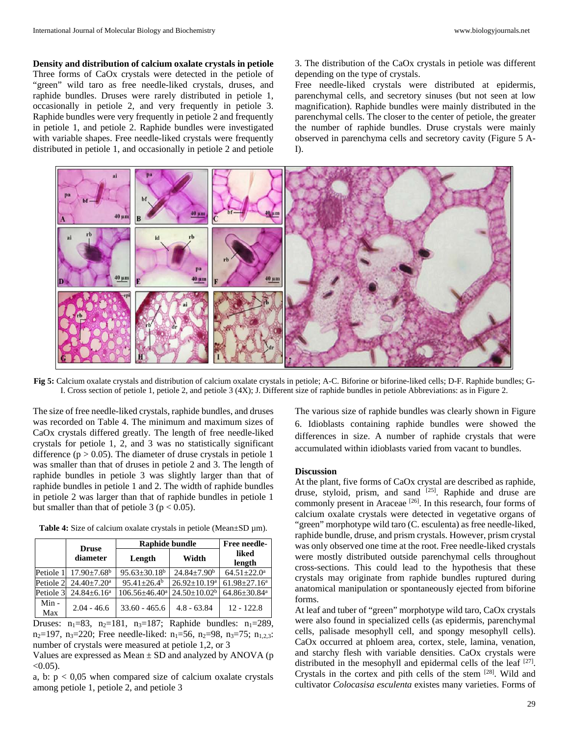**Density and distribution of calcium oxalate crystals in petiole**

Three forms of CaOx crystals were detected in the petiole of "green" wild taro as free needle-liked crystals, druses, and raphide bundles. Druses were rarely distributed in petiole 1, occasionally in petiole 2, and very frequently in petiole 3. Raphide bundles were very frequently in petiole 2 and frequently in petiole 1, and petiole 2. Raphide bundles were investigated with variable shapes. Free needle-liked crystals were frequently distributed in petiole 1, and occasionally in petiole 2 and petiole 3. The distribution of the CaOx crystals in petiole was different depending on the type of crystals.

Free needle-liked crystals were distributed at epidermis, parenchymal cells, and secretory sinuses (but not seen at low magnification). Raphide bundles were mainly distributed in the parenchymal cells. The closer to the center of petiole, the greater the number of raphide bundles. Druse crystals were mainly observed in parenchyma cells and secretory cavity (Figure 5 A-I).

**Fig 5:** Calcium oxalate crystals and distribution of calcium oxalate crystals in petiole; A-C. Biforine or biforine-liked cells; D-F. Raphide bundles; G-I. Cross section of petiole 1, petiole 2, and petiole 3 (4X); J. Different size of raphide bundles in petiole Abbreviations: as in Figure 2.

The size of free needle-liked crystals, raphide bundles, and druses was recorded on Table 4. The minimum and maximum sizes of CaOx crystals differed greatly. The length of free needle-liked crystals for petiole 1, 2, and 3 was no statistically significant difference ($p > 0.05$). The diameter of druse crystals in petiole 1 was smaller than that of druses in petiole 2 and 3. The length of raphide bundles in petiole 3 was slightly larger than that of raphide bundles in petiole 1 and 2. The width of raphide bundles in petiole 2 was larger than that of raphide bundles in petiole 1 but smaller than that of petiole 3 ($p < 0.05$).

**Table 4:** Size of calcium oxalate crystals in petiole (Mean±SD µm).

| | Druse diameter | Raphide bundle | | Free needle-liked length |
|---|---|---|---|---|
| | | Length | Width | |
| Petiole 1 | $17.90 \pm 7.68^{b}$ | $95.63 \pm 30.18^{b}$ | $24.84 \pm 7.90^{b}$ | $64.51 \pm 22.0^{a}$ |
| Petiole 2 | $24.40 \pm 7.20^{a}$ | $95.41 \pm 26.4^{b}$ | $26.92 \pm 10.19^{a}$ | $61.98 \pm 27.16^{a}$ |
| Petiole 3 | $24.84 \pm 6.16^{a}$ | $106.56 \pm 46.40^{a}$ | $24.50 \pm 10.02^{b}$ | $64.86 \pm 30.84^{a}$ |
| Min - Max | 2.04 - 46.6 | 33.60 - 465.6 | 4.8 - 63.84 | 12 - 122.8 |

Druses: $n_1=83$, $n_2=181$, $n_3=187$; Raphide bundles: $n_1=289$, $n_2=197$, $n_3=220$; Free needle-liked: $n_1=56$, $n_2=98$, $n_3=75$; $n_{1,2,3}$: number of crystals were measured at petiole 1,2, or 3

Values are expressed as Mean ± SD and analyzed by ANOVA ($p < 0.05$).

a, b: $p < 0,05$ when compared size of calcium oxalate crystals among petiole 1, petiole 2, and petiole 3

The various size of raphide bundles was clearly shown in Figure 6. Idioblasts containing raphide bundles were showed the differences in size. A number of raphide crystals that were accumulated within idioblasts varied from vacant to bundles.

**Discussion**

At the plant, five forms of CaOx crystal are described as raphide, druse, styloid, prism, and sand [25]. Raphide and druse are commonly present in Araceae [26]. In this research, four forms of calcium oxalate crystals were detected in vegetative organs of "green" morphotype wild taro (C. esculenta) as free needle-liked, raphide bundle, druse, and prism crystals. However, prism crystal was only observed one time at the root. Free needle-liked crystals were mostly distributed outside parenchymal cells throughout cross-sections. This could lead to the hypothesis that these crystals may originate from raphide bundles ruptured during anatomical manipulation or spontaneously ejected from biforine forms.

At leaf and tuber of "green" morphotype wild taro, CaOx crystals were also found in specialized cells (as epidermis, parenchymal cells, palisade mesophyll cell, and spongy mesophyll cells). CaOx occurred at phloem area, cortex, stele, lamina, venation, and starchy flesh with variable densities. CaOx crystals were distributed in the mesophyll and epidermal cells of the leaf [27]. Crystals in the cortex and pith cells of the stem [28]. Wild and cultivator *Colocasisa esculenta* existes many varieties. Forms of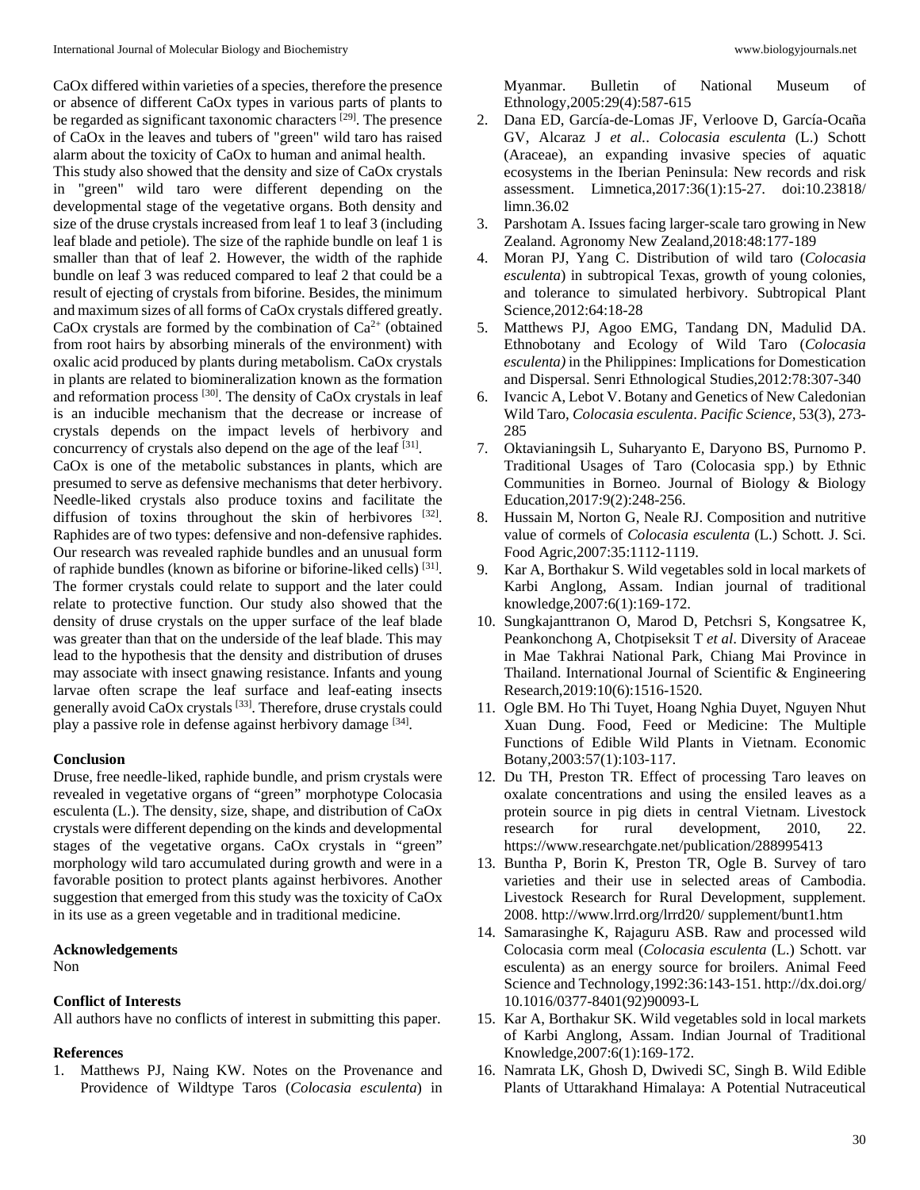CaOx differed within varieties of a species, therefore the presence or absence of different CaOx types in various parts of plants to be regarded as significant taxonomic characters [29]. The presence of CaOx in the leaves and tubers of "green" wild taro has raised alarm about the toxicity of CaOx to human and animal health.

This study also showed that the density and size of CaOx crystals in "green" wild taro were different depending on the developmental stage of the vegetative organs. Both density and size of the druse crystals increased from leaf 1 to leaf 3 (including leaf blade and petiole). The size of the raphide bundle on leaf 1 is smaller than that of leaf 2. However, the width of the raphide bundle on leaf 3 was reduced compared to leaf 2 that could be a result of ejecting of crystals from biforine. Besides, the minimum and maximum sizes of all forms of CaOx crystals differed greatly. CaOx crystals are formed by the combination of $Ca^{2+}$ (obtained from root hairs by absorbing minerals of the environment) with oxalic acid produced by plants during metabolism. CaOx crystals in plants are related to biomineralization known as the formation and reformation process [30]. The density of CaOx crystals in leaf is an inducible mechanism that the decrease or increase of crystals depends on the impact levels of herbivory and concurrency of crystals also depend on the age of the leaf [31].

CaOx is one of the metabolic substances in plants, which are presumed to serve as defensive mechanisms that deter herbivory. Needle-liked crystals also produce toxins and facilitate the diffusion of toxins throughout the skin of herbivores [32]. Raphides are of two types: defensive and non-defensive raphides. Our research was revealed raphide bundles and an unusual form of raphide bundles (known as biforine or biforine-liked cells) [31]. The former crystals could relate to support and the later could relate to protective function. Our study also showed that the density of druse crystals on the upper surface of the leaf blade was greater than that on the underside of the leaf blade. This may lead to the hypothesis that the density and distribution of druses may associate with insect gnawing resistance. Infants and young larvae often scrape the leaf surface and leaf-eating insects generally avoid CaOx crystals [33]. Therefore, druse crystals could play a passive role in defense against herbivory damage [34].

## Conclusion

Druse, free needle-liked, raphide bundle, and prism crystals were revealed in vegetative organs of "green" morphotype Colocasia esculenta (L.). The density, size, shape, and distribution of CaOx crystals were different depending on the kinds and developmental stages of the vegetative organs. CaOx crystals in "green" morphology wild taro accumulated during growth and were in a favorable position to protect plants against herbivores. Another suggestion that emerged from this study was the toxicity of CaOx in its use as a green vegetable and in traditional medicine.

## Acknowledgements

Non

## Conflict of Interests

All authors have no conflicts of interest in submitting this paper.

## References

1. Matthews PJ, Naing KW. Notes on the Provenance and Providence of Wildtype Taros (*Colocasia esculenta*) in Myanmar. Bulletin of National Museum of Ethnology,2005:29(4):587-615
2. Dana ED, García-de-Lomas JF, Verloove D, García-Ocaña GV, Alcaraz J *et al.*. *Colocasia esculenta* (L.) Schott (Araceae), an expanding invasive species of aquatic ecosystems in the Iberian Peninsula: New records and risk assessment. Limnetica,2017:36(1):15-27. doi:10.23818/limn.36.02
3. Parshotam A. Issues facing larger-scale taro growing in New Zealand. Agronomy New Zealand,2018:48:177-189
4. Moran PJ, Yang C. Distribution of wild taro (*Colocasia esculenta*) in subtropical Texas, growth of young colonies, and tolerance to simulated herbivory. Subtropical Plant Science,2012:64:18-28
5. Matthews PJ, Agoo EMG, Tandang DN, Madulid DA. Ethnobotany and Ecology of Wild Taro (*Colocasia esculenta)* in the Philippines: Implications for Domestication and Dispersal. Senri Ethnological Studies,2012:78:307-340
6. Ivancic A, Lebot V. Botany and Genetics of New Caledonian Wild Taro, *Colocasia esculenta*. *Pacific Science,* 53(3), 273-285
7. Oktavianingsih L, Suharyanto E, Daryono BS, Purnomo P. Traditional Usages of Taro (Colocasia spp.) by Ethnic Communities in Borneo. Journal of Biology & Biology Education,2017:9(2):248-256.
8. Hussain M, Norton G, Neale RJ. Composition and nutritive value of cormels of *Colocasia esculenta* (L.) Schott. J. Sci. Food Agric,2007:35:1112-1119.
9. Kar A, Borthakur S. Wild vegetables sold in local markets of Karbi Anglong, Assam. Indian journal of traditional knowledge,2007:6(1):169-172.
10. Sungkajanttranon O, Marod D, Petchsri S, Kongsatree K, Peankonchong A, Chotpiseksit T *et al*. Diversity of Araceae in Mae Takhrai National Park, Chiang Mai Province in Thailand. International Journal of Scientific & Engineering Research,2019:10(6):1516-1520.
11. Ogle BM. Ho Thi Tuyet, Hoang Nghia Duyet, Nguyen Nhut Xuan Dung. Food, Feed or Medicine: The Multiple Functions of Edible Wild Plants in Vietnam. Economic Botany,2003:57(1):103-117.
12. Du TH, Preston TR. Effect of processing Taro leaves on oxalate concentrations and using the ensiled leaves as a protein source in pig diets in central Vietnam. Livestock research for rural development, 2010, 22. https://www.researchgate.net/publication/288995413
13. Buntha P, Borin K, Preston TR, Ogle B. Survey of taro varieties and their use in selected areas of Cambodia. Livestock Research for Rural Development, supplement. 2008. http://www.lrrd.org/lrrd20/ supplement/bunt1.htm
14. Samarasinghe K, Rajaguru ASB. Raw and processed wild Colocasia corm meal (*Colocasia esculenta* (L.) Schott. var esculenta) as an energy source for broilers. Animal Feed Science and Technology,1992:36:143-151. http://dx.doi.org/10.1016/0377-8401(92)90093-L
15. Kar A, Borthakur SK. Wild vegetables sold in local markets of Karbi Anglong, Assam. Indian Journal of Traditional Knowledge,2007:6(1):169-172.
16. Namrata LK, Ghosh D, Dwivedi SC, Singh B. Wild Edible Plants of Uttarakhand Himalaya: A Potential Nutraceutical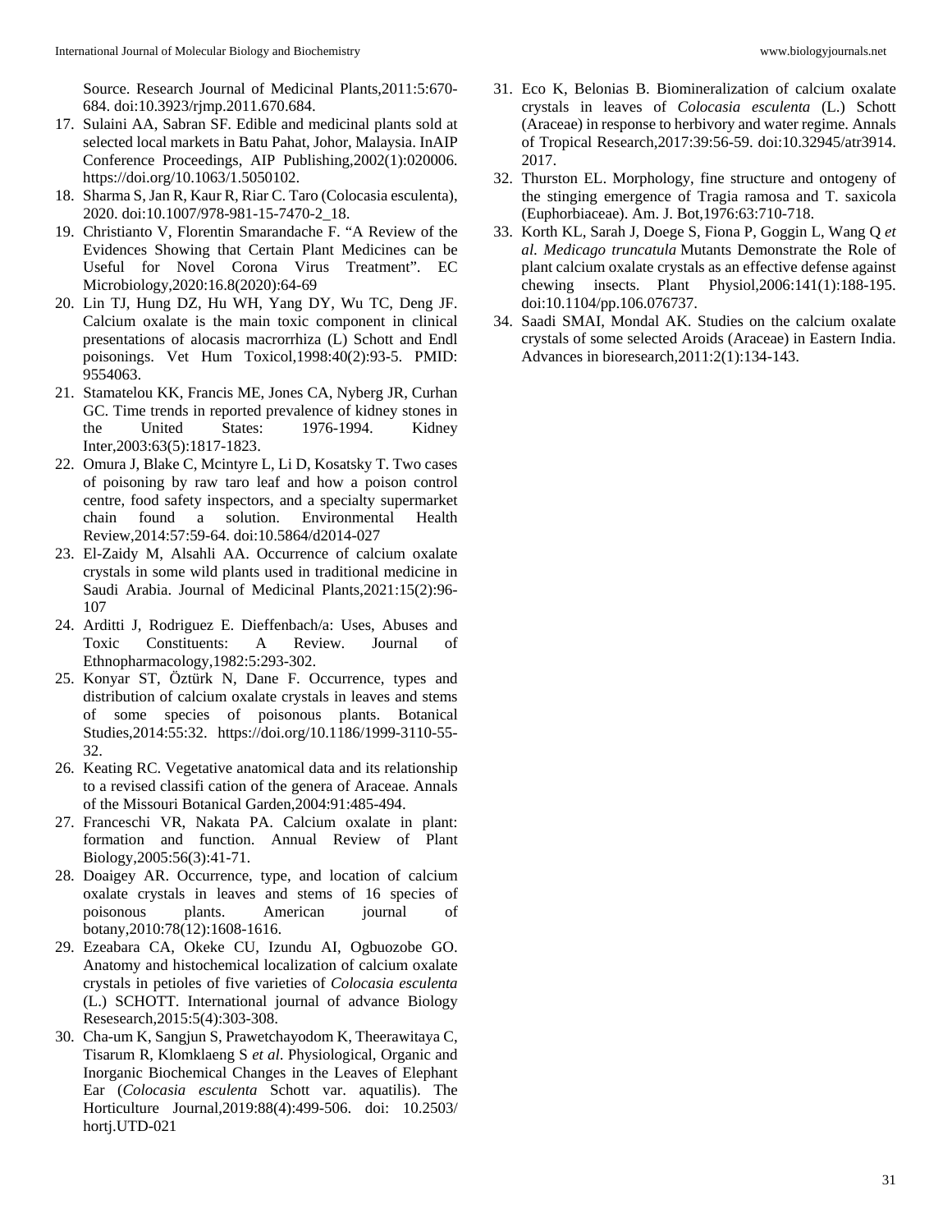Source. Research Journal of Medicinal Plants,2011:5:670-684. doi:10.3923/rjmp.2011.670.684.

17. Sulaini AA, Sabran SF. Edible and medicinal plants sold at selected local markets in Batu Pahat, Johor, Malaysia. InAIP Conference Proceedings, AIP Publishing,2002(1):020006. https://doi.org/10.1063/1.5050102.
18. Sharma S, Jan R, Kaur R, Riar C. Taro (Colocasia esculenta), 2020. doi:10.1007/978-981-15-7470-2_18.
19. Christianto V, Florentin Smarandache F. "A Review of the Evidences Showing that Certain Plant Medicines can be Useful for Novel Corona Virus Treatment". EC Microbiology,2020:16.8(2020):64-69
20. Lin TJ, Hung DZ, Hu WH, Yang DY, Wu TC, Deng JF. Calcium oxalate is the main toxic component in clinical presentations of alocasis macrorrhiza (L) Schott and Endl poisonings. Vet Hum Toxicol,1998:40(2):93-5. PMID: 9554063.
21. Stamatelou KK, Francis ME, Jones CA, Nyberg JR, Curhan GC. Time trends in reported prevalence of kidney stones in the United States: 1976-1994. Kidney Inter,2003:63(5):1817-1823.
22. Omura J, Blake C, Mcintyre L, Li D, Kosatsky T. Two cases of poisoning by raw taro leaf and how a poison control centre, food safety inspectors, and a specialty supermarket chain found a solution. Environmental Health Review,2014:57:59-64. doi:10.5864/d2014-027
23. El-Zaidy M, Alsahli AA. Occurrence of calcium oxalate crystals in some wild plants used in traditional medicine in Saudi Arabia. Journal of Medicinal Plants,2021:15(2):96-107
24. Arditti J, Rodriguez E. Dieffenbach/a: Uses, Abuses and Toxic Constituents: A Review. Journal of Ethnopharmacology,1982:5:293-302.
25. Konyar ST, Öztürk N, Dane F. Occurrence, types and distribution of calcium oxalate crystals in leaves and stems of some species of poisonous plants. Botanical Studies,2014:55:32. https://doi.org/10.1186/1999-3110-55-32.
26. Keating RC. Vegetative anatomical data and its relationship to a revised classifi cation of the genera of Araceae. Annals of the Missouri Botanical Garden,2004:91:485-494.
27. Franceschi VR, Nakata PA. Calcium oxalate in plant: formation and function. Annual Review of Plant Biology,2005:56(3):41-71.
28. Doaigey AR. Occurrence, type, and location of calcium oxalate crystals in leaves and stems of 16 species of poisonous plants. American journal of botany,2010:78(12):1608-1616.
29. Ezeabara CA, Okeke CU, Izundu AI, Ogbuozobe GO. Anatomy and histochemical localization of calcium oxalate crystals in petioles of five varieties of *Colocasia esculenta* (L.) SCHOTT. International journal of advance Biology Resesearch,2015:5(4):303-308.
30. Cha-um K, Sangjun S, Prawetchayodom K, Theerawitaya C, Tisarum R, Klomklaeng S *et al*. Physiological, Organic and Inorganic Biochemical Changes in the Leaves of Elephant Ear (*Colocasia esculenta* Schott var. aquatilis). The Horticulture Journal,2019:88(4):499-506. doi: 10.2503/hortj.UTD-021
31. Eco K, Belonias B. Biomineralization of calcium oxalate crystals in leaves of *Colocasia esculenta* (L.) Schott (Araceae) in response to herbivory and water regime. Annals of Tropical Research,2017:39:56-59. doi:10.32945/atr3914.2017.
32. Thurston EL. Morphology, fine structure and ontogeny of the stinging emergence of Tragia ramosa and T. saxicola (Euphorbiaceae). Am. J. Bot,1976:63:710-718.
33. Korth KL, Sarah J, Doege S, Fiona P, Goggin L, Wang Q *et al*. *Medicago truncatula* Mutants Demonstrate the Role of plant calcium oxalate crystals as an effective defense against chewing insects. Plant Physiol,2006:141(1):188-195. doi:10.1104/pp.106.076737.
34. Saadi SMAI, Mondal AK. Studies on the calcium oxalate crystals of some selected Aroids (Araceae) in Eastern India. Advances in bioresearch,2011:2(1):134-143.